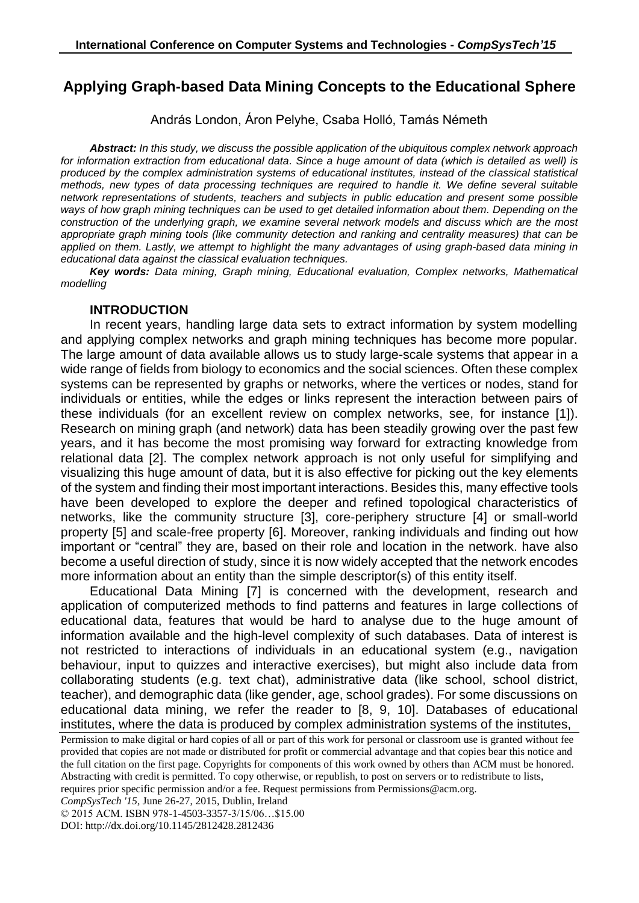# Applying Graph-based Data Mining Concepts to the Educational Sphere

András London, Áron Pelyhe, Csaba Holló, Tamás Németh

***Abstract:*** *In this study, we discuss the possible application of the ubiquitous complex network approach for information extraction from educational data. Since a huge amount of data (which is detailed as well) is produced by the complex administration systems of educational institutes, instead of the classical statistical methods, new types of data processing techniques are required to handle it. We define several suitable network representations of students, teachers and subjects in public education and present some possible ways of how graph mining techniques can be used to get detailed information about them. Depending on the construction of the underlying graph, we examine several network models and discuss which are the most appropriate graph mining tools (like community detection and ranking and centrality measures) that can be applied on them. Lastly, we attempt to highlight the many advantages of using graph-based data mining in educational data against the classical evaluation techniques.*

***Key words:*** *Data mining, Graph mining, Educational evaluation, Complex networks, Mathematical modelling*

## INTRODUCTION

In recent years, handling large data sets to extract information by system modelling and applying complex networks and graph mining techniques has become more popular. The large amount of data available allows us to study large-scale systems that appear in a wide range of fields from biology to economics and the social sciences. Often these complex systems can be represented by graphs or networks, where the vertices or nodes, stand for individuals or entities, while the edges or links represent the interaction between pairs of these individuals (for an excellent review on complex networks, see, for instance [1]). Research on mining graph (and network) data has been steadily growing over the past few years, and it has become the most promising way forward for extracting knowledge from relational data [2]. The complex network approach is not only useful for simplifying and visualizing this huge amount of data, but it is also effective for picking out the key elements of the system and finding their most important interactions. Besides this, many effective tools have been developed to explore the deeper and refined topological characteristics of networks, like the community structure [3], core-periphery structure [4] or small-world property [5] and scale-free property [6]. Moreover, ranking individuals and finding out how important or "central" they are, based on their role and location in the network. have also become a useful direction of study, since it is now widely accepted that the network encodes more information about an entity than the simple descriptor(s) of this entity itself.

Educational Data Mining [7] is concerned with the development, research and application of computerized methods to find patterns and features in large collections of educational data, features that would be hard to analyse due to the huge amount of information available and the high-level complexity of such databases. Data of interest is not restricted to interactions of individuals in an educational system (e.g., navigation behaviour, input to quizzes and interactive exercises), but might also include data from collaborating students (e.g. text chat), administrative data (like school, school district, teacher), and demographic data (like gender, age, school grades). For some discussions on educational data mining, we refer the reader to [8, 9, 10]. Databases of educational institutes, where the data is produced by complex administration systems of the institutes,

Permission to make digital or hard copies of all or part of this work for personal or classroom use is granted without fee provided that copies are not made or distributed for profit or commercial advantage and that copies bear this notice and the full citation on the first page. Copyrights for components of this work owned by others than ACM must be honored. Abstracting with credit is permitted. To copy otherwise, or republish, to post on servers or to redistribute to lists, requires prior specific permission and/or a fee. Request permissions from Permissions@acm.org.
*CompSysTech '15*, June 26-27, 2015, Dublin, Ireland
© 2015 ACM. ISBN 978-1-4503-3357-3/15/06…$15.00
DOI: http://dx.doi.org/10.1145/2812428.2812436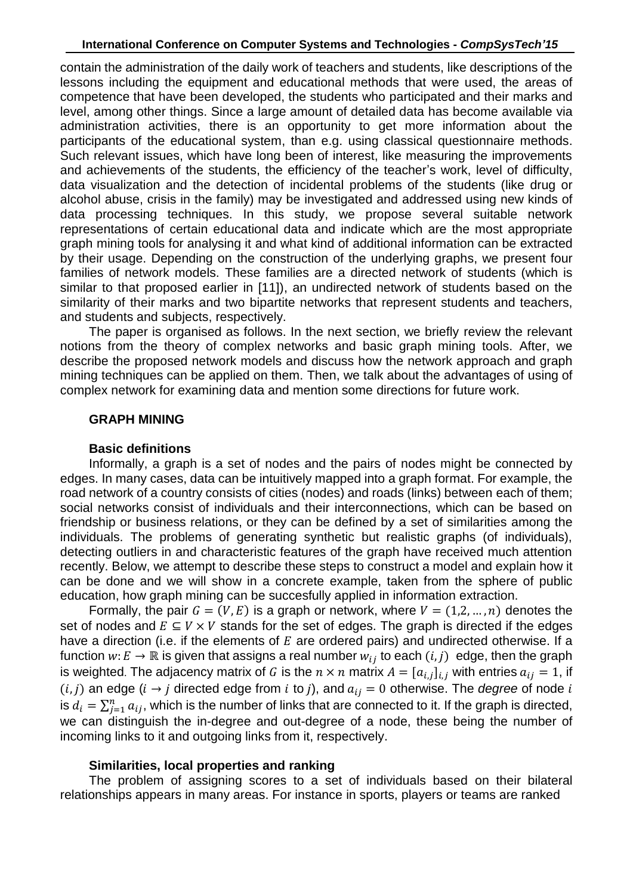contain the administration of the daily work of teachers and students, like descriptions of the lessons including the equipment and educational methods that were used, the areas of competence that have been developed, the students who participated and their marks and level, among other things. Since a large amount of detailed data has become available via administration activities, there is an opportunity to get more information about the participants of the educational system, than e.g. using classical questionnaire methods. Such relevant issues, which have long been of interest, like measuring the improvements and achievements of the students, the efficiency of the teacher's work, level of difficulty, data visualization and the detection of incidental problems of the students (like drug or alcohol abuse, crisis in the family) may be investigated and addressed using new kinds of data processing techniques. In this study, we propose several suitable network representations of certain educational data and indicate which are the most appropriate graph mining tools for analysing it and what kind of additional information can be extracted by their usage. Depending on the construction of the underlying graphs, we present four families of network models. These families are a directed network of students (which is similar to that proposed earlier in [11]), an undirected network of students based on the similarity of their marks and two bipartite networks that represent students and teachers, and students and subjects, respectively.

The paper is organised as follows. In the next section, we briefly review the relevant notions from the theory of complex networks and basic graph mining tools. After, we describe the proposed network models and discuss how the network approach and graph mining techniques can be applied on them. Then, we talk about the advantages of using of complex network for examining data and mention some directions for future work.

## GRAPH MINING

### Basic definitions

Informally, a graph is a set of nodes and the pairs of nodes might be connected by edges. In many cases, data can be intuitively mapped into a graph format. For example, the road network of a country consists of cities (nodes) and roads (links) between each of them; social networks consist of individuals and their interconnections, which can be based on friendship or business relations, or they can be defined by a set of similarities among the individuals. The problems of generating synthetic but realistic graphs (of individuals), detecting outliers in and characteristic features of the graph have received much attention recently. Below, we attempt to describe these steps to construct a model and explain how it can be done and we will show in a concrete example, taken from the sphere of public education, how graph mining can be succesfully applied in information extraction.

Formally, the pair $G = (V, E)$ is a graph or network, where $V = (1,2, \dots, n)$ denotes the set of nodes and $E \subseteq V \times V$ stands for the set of edges. The graph is directed if the edges have a direction (i.e. if the elements of $E$ are ordered pairs) and undirected otherwise. If a function $w: E \to \mathbb{R}$ is given that assigns a real number $w_{ij}$ to each $(i, j)$ edge, then the graph is weighted. The adjacency matrix of $G$ is the $n \times n$ matrix $A = [a_{i,j}]_{i,j}$ with entries $a_{ij} = 1$, if $(i, j)$ an edge ($i \to j$ directed edge from $i$ to $j$), and $a_{ij} = 0$ otherwise. The *degree* of node $i$ is $d_i = \sum_{j=1}^{n} a_{ij}$, which is the number of links that are connected to it. If the graph is directed, we can distinguish the in-degree and out-degree of a node, these being the number of incoming links to it and outgoing links from it, respectively.

### Similarities, local properties and ranking

The problem of assigning scores to a set of individuals based on their bilateral relationships appears in many areas. For instance in sports, players or teams are ranked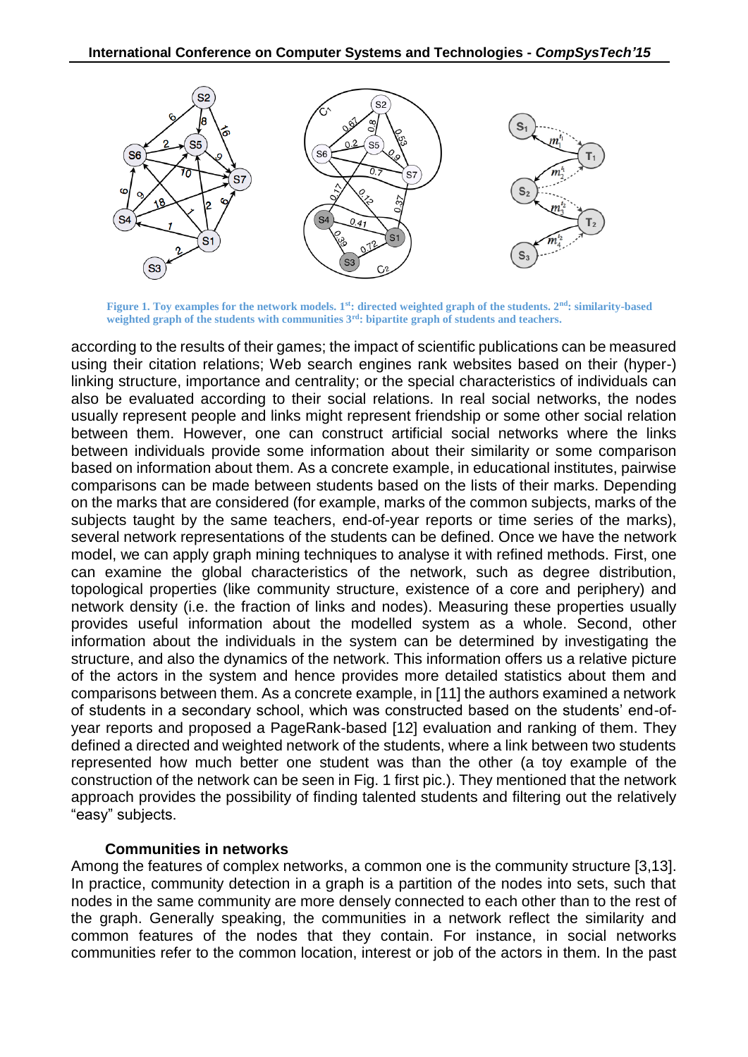S2
S6
S5
S7
S4
S1
S3
6
2
8
16
9
10
6
9
18
1
2
6
1
2

C1
S2
S6
S5
S7
S4
S1
S3
C2
0.67
0.8
0.53
0.2
0.9
0.7
0.17
0.12
0.37
0.41
0.39
0.72

S1
T1
S2
T2
S3
$m_1^{t_1}$
$m_2^{t_1}$
$m_3^{t_2}$
$m_4^{t_2}$

**Figure 1. Toy examples for the network models. 1st: directed weighted graph of the students. 2nd: similarity-based weighted graph of the students with communities 3rd: bipartite graph of students and teachers.**

according to the results of their games; the impact of scientific publications can be measured using their citation relations; Web search engines rank websites based on their (hyper-) linking structure, importance and centrality; or the special characteristics of individuals can also be evaluated according to their social relations. In real social networks, the nodes usually represent people and links might represent friendship or some other social relation between them. However, one can construct artificial social networks where the links between individuals provide some information about their similarity or some comparison based on information about them. As a concrete example, in educational institutes, pairwise comparisons can be made between students based on the lists of their marks. Depending on the marks that are considered (for example, marks of the common subjects, marks of the subjects taught by the same teachers, end-of-year reports or time series of the marks), several network representations of the students can be defined. Once we have the network model, we can apply graph mining techniques to analyse it with refined methods. First, one can examine the global characteristics of the network, such as degree distribution, topological properties (like community structure, existence of a core and periphery) and network density (i.e. the fraction of links and nodes). Measuring these properties usually provides useful information about the modelled system as a whole. Second, other information about the individuals in the system can be determined by investigating the structure, and also the dynamics of the network. This information offers us a relative picture of the actors in the system and hence provides more detailed statistics about them and comparisons between them. As a concrete example, in [11] the authors examined a network of students in a secondary school, which was constructed based on the students' end-of-year reports and proposed a PageRank-based [12] evaluation and ranking of them. They defined a directed and weighted network of the students, where a link between two students represented how much better one student was than the other (a toy example of the construction of the network can be seen in Fig. 1 first pic.). They mentioned that the network approach provides the possibility of finding talented students and filtering out the relatively "easy" subjects.

### Communities in networks

Among the features of complex networks, a common one is the community structure [3,13]. In practice, community detection in a graph is a partition of the nodes into sets, such that nodes in the same community are more densely connected to each other than to the rest of the graph. Generally speaking, the communities in a network reflect the similarity and common features of the nodes that they contain. For instance, in social networks communities refer to the common location, interest or job of the actors in them. In the past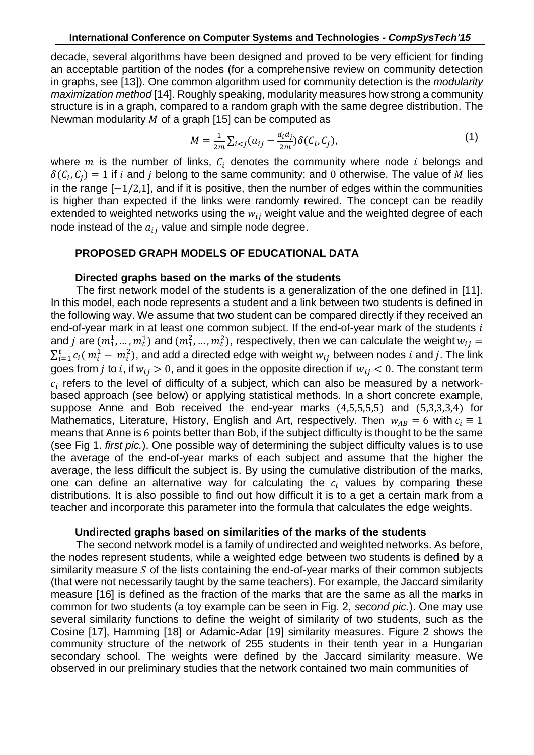decade, several algorithms have been designed and proved to be very efficient for finding an acceptable partition of the nodes (for a comprehensive review on community detection in graphs, see [13]). One common algorithm used for community detection is the *modularity maximization method* [14]. Roughly speaking, modularity measures how strong a community structure is in a graph, compared to a random graph with the same degree distribution. The Newman modularity $M$ of a graph [15] can be computed as

$$M = \frac{1}{2m}\sum_{i<j}(a_{ij} - \frac{d_i d_j}{2m})\delta(C_i, C_j), \quad (1)$$

where $m$ is the number of links, $C_i$ denotes the community where node $i$ belongs and $\delta(C_i, C_j) = 1$ if $i$ and $j$ belong to the same community; and 0 otherwise. The value of $M$ lies in the range $[-1/2, 1]$, and if it is positive, then the number of edges within the communities is higher than expected if the links were randomly rewired. The concept can be readily extended to weighted networks using the $w_{ij}$ weight value and the weighted degree of each node instead of the $a_{ij}$ value and simple node degree.

## PROPOSED GRAPH MODELS OF EDUCATIONAL DATA

### Directed graphs based on the marks of the students

The first network model of the students is a generalization of the one defined in [11]. In this model, each node represents a student and a link between two students is defined in the following way. We assume that two student can be compared directly if they received an end-of-year mark in at least one common subject. If the end-of-year mark of the students $i$ and $j$ are $(m_1^1, \ldots, m_t^1)$ and $(m_1^2, \ldots, m_t^2)$, respectively, then we can calculate the weight $w_{ij} = \sum_{i=1}^{t} c_i(m_i^1 - m_i^2)$, and add a directed edge with weight $w_{ij}$ between nodes $i$ and $j$. The link goes from $j$ to $i$, if $w_{ij} > 0$, and it goes in the opposite direction if $w_{ij} < 0$. The constant term $c_i$ refers to the level of difficulty of a subject, which can also be measured by a network-based approach (see below) or applying statistical methods. In a short concrete example, suppose Anne and Bob received the end-year marks $(4,5,5,5,5)$ and $(5,3,3,3,4)$ for Mathematics, Literature, History, English and Art, respectively. Then $w_{AB} = 6$ with $c_i \equiv 1$ means that Anne is 6 points better than Bob, if the subject difficulty is thought to be the same (see Fig 1. *first pic.*). One possible way of determining the subject difficulty values is to use the average of the end-of-year marks of each subject and assume that the higher the average, the less difficult the subject is. By using the cumulative distribution of the marks, one can define an alternative way for calculating the $c_i$ values by comparing these distributions. It is also possible to find out how difficult it is to a get a certain mark from a teacher and incorporate this parameter into the formula that calculates the edge weights.

### Undirected graphs based on similarities of the marks of the students

The second network model is a family of undirected and weighted networks. As before, the nodes represent students, while a weighted edge between two students is defined by a similarity measure $S$ of the lists containing the end-of-year marks of their common subjects (that were not necessarily taught by the same teachers). For example, the Jaccard similarity measure [16] is defined as the fraction of the marks that are the same as all the marks in common for two students (a toy example can be seen in Fig. 2, *second pic.*). One may use several similarity functions to define the weight of similarity of two students, such as the Cosine [17], Hamming [18] or Adamic-Adar [19] similarity measures. Figure 2 shows the community structure of the network of 255 students in their tenth year in a Hungarian secondary school. The weights were defined by the Jaccard similarity measure. We observed in our preliminary studies that the network contained two main communities of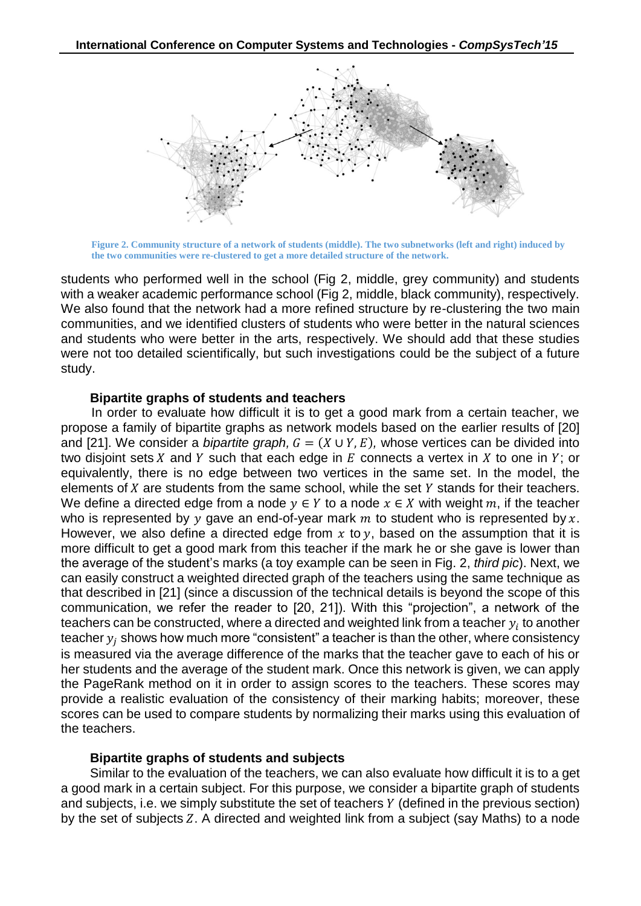Figure 2. Community structure of a network of students (middle). The two subnetworks (left and right) induced by the two communities were re-clustered to get a more detailed structure of the network.

students who performed well in the school (Fig 2, middle, grey community) and students with a weaker academic performance school (Fig 2, middle, black community), respectively. We also found that the network had a more refined structure by re-clustering the two main communities, and we identified clusters of students who were better in the natural sciences and students who were better in the arts, respectively. We should add that these studies were not too detailed scientifically, but such investigations could be the subject of a future study.

### Bipartite graphs of students and teachers

In order to evaluate how difficult it is to get a good mark from a certain teacher, we propose a family of bipartite graphs as network models based on the earlier results of [20] and [21]. We consider a *bipartite graph,* $G = (X \cup Y, E)$*,* whose vertices can be divided into two disjoint sets $X$ and $Y$ such that each edge in $E$ connects a vertex in $X$ to one in $Y$; or equivalently, there is no edge between two vertices in the same set. In the model, the elements of $X$ are students from the same school, while the set $Y$ stands for their teachers. We define a directed edge from a node $y \in Y$ to a node $x \in X$ with weight $m$, if the teacher who is represented by $y$ gave an end-of-year mark $m$ to student who is represented by $x$. However, we also define a directed edge from $x$ to $y$, based on the assumption that it is more difficult to get a good mark from this teacher if the mark he or she gave is lower than the average of the student's marks (a toy example can be seen in Fig. 2, *third pic*). Next, we can easily construct a weighted directed graph of the teachers using the same technique as that described in [21] (since a discussion of the technical details is beyond the scope of this communication, we refer the reader to [20, 21]). With this "projection", a network of the teachers can be constructed, where a directed and weighted link from a teacher $y_i$ to another teacher $y_j$ shows how much more "consistent" a teacher is than the other, where consistency is measured via the average difference of the marks that the teacher gave to each of his or her students and the average of the student mark. Once this network is given, we can apply the PageRank method on it in order to assign scores to the teachers. These scores may provide a realistic evaluation of the consistency of their marking habits; moreover, these scores can be used to compare students by normalizing their marks using this evaluation of the teachers.

### Bipartite graphs of students and subjects

Similar to the evaluation of the teachers, we can also evaluate how difficult it is to a get a good mark in a certain subject. For this purpose, we consider a bipartite graph of students and subjects, i.e. we simply substitute the set of teachers $Y$ (defined in the previous section) by the set of subjects $Z$. A directed and weighted link from a subject (say Maths) to a node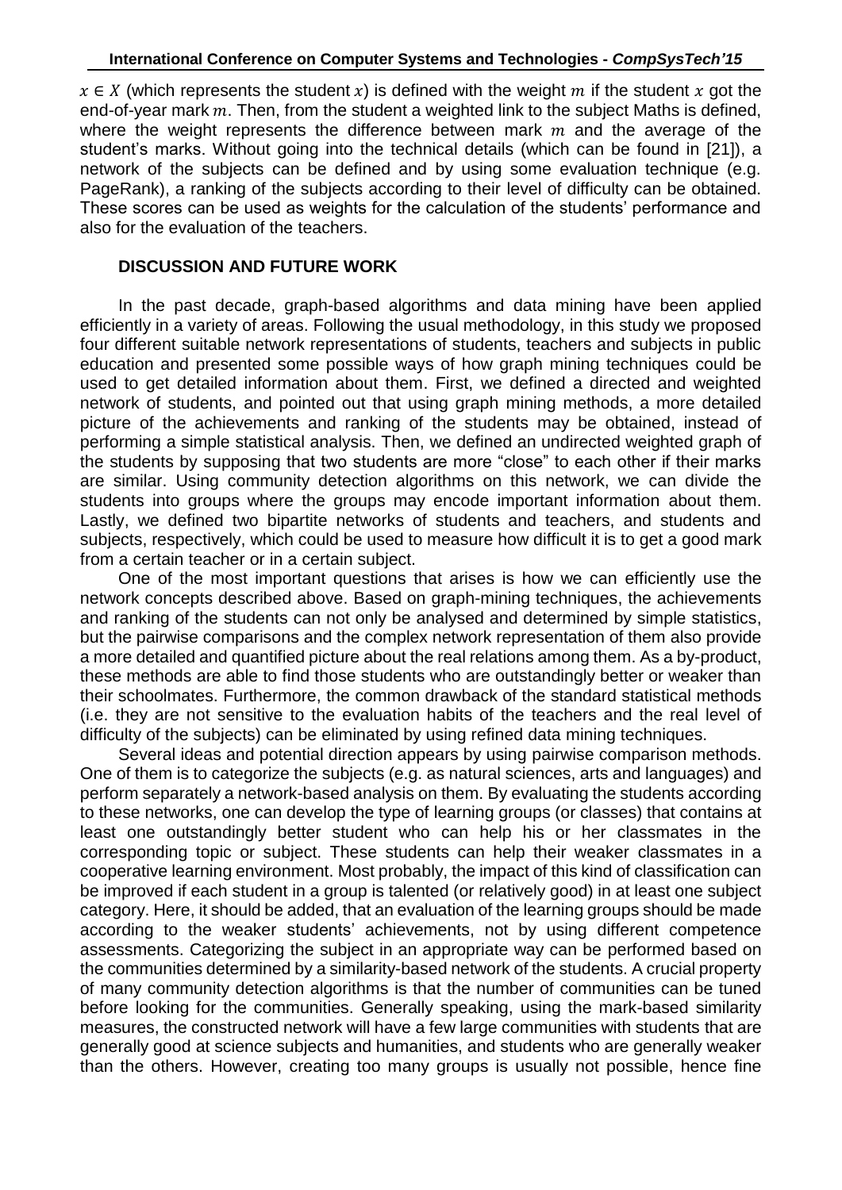$x \in X$ (which represents the student $x$) is defined with the weight $m$ if the student $x$ got the end-of-year mark $m$. Then, from the student a weighted link to the subject Maths is defined, where the weight represents the difference between mark $m$ and the average of the student's marks. Without going into the technical details (which can be found in [21]), a network of the subjects can be defined and by using some evaluation technique (e.g. PageRank), a ranking of the subjects according to their level of difficulty can be obtained. These scores can be used as weights for the calculation of the students' performance and also for the evaluation of the teachers.

## DISCUSSION AND FUTURE WORK

In the past decade, graph-based algorithms and data mining have been applied efficiently in a variety of areas. Following the usual methodology, in this study we proposed four different suitable network representations of students, teachers and subjects in public education and presented some possible ways of how graph mining techniques could be used to get detailed information about them. First, we defined a directed and weighted network of students, and pointed out that using graph mining methods, a more detailed picture of the achievements and ranking of the students may be obtained, instead of performing a simple statistical analysis. Then, we defined an undirected weighted graph of the students by supposing that two students are more "close" to each other if their marks are similar. Using community detection algorithms on this network, we can divide the students into groups where the groups may encode important information about them. Lastly, we defined two bipartite networks of students and teachers, and students and subjects, respectively, which could be used to measure how difficult it is to get a good mark from a certain teacher or in a certain subject.

One of the most important questions that arises is how we can efficiently use the network concepts described above. Based on graph-mining techniques, the achievements and ranking of the students can not only be analysed and determined by simple statistics, but the pairwise comparisons and the complex network representation of them also provide a more detailed and quantified picture about the real relations among them. As a by-product, these methods are able to find those students who are outstandingly better or weaker than their schoolmates. Furthermore, the common drawback of the standard statistical methods (i.e. they are not sensitive to the evaluation habits of the teachers and the real level of difficulty of the subjects) can be eliminated by using refined data mining techniques.

Several ideas and potential direction appears by using pairwise comparison methods. One of them is to categorize the subjects (e.g. as natural sciences, arts and languages) and perform separately a network-based analysis on them. By evaluating the students according to these networks, one can develop the type of learning groups (or classes) that contains at least one outstandingly better student who can help his or her classmates in the corresponding topic or subject. These students can help their weaker classmates in a cooperative learning environment. Most probably, the impact of this kind of classification can be improved if each student in a group is talented (or relatively good) in at least one subject category. Here, it should be added, that an evaluation of the learning groups should be made according to the weaker students' achievements, not by using different competence assessments. Categorizing the subject in an appropriate way can be performed based on the communities determined by a similarity-based network of the students. A crucial property of many community detection algorithms is that the number of communities can be tuned before looking for the communities. Generally speaking, using the mark-based similarity measures, the constructed network will have a few large communities with students that are generally good at science subjects and humanities, and students who are generally weaker than the others. However, creating too many groups is usually not possible, hence fine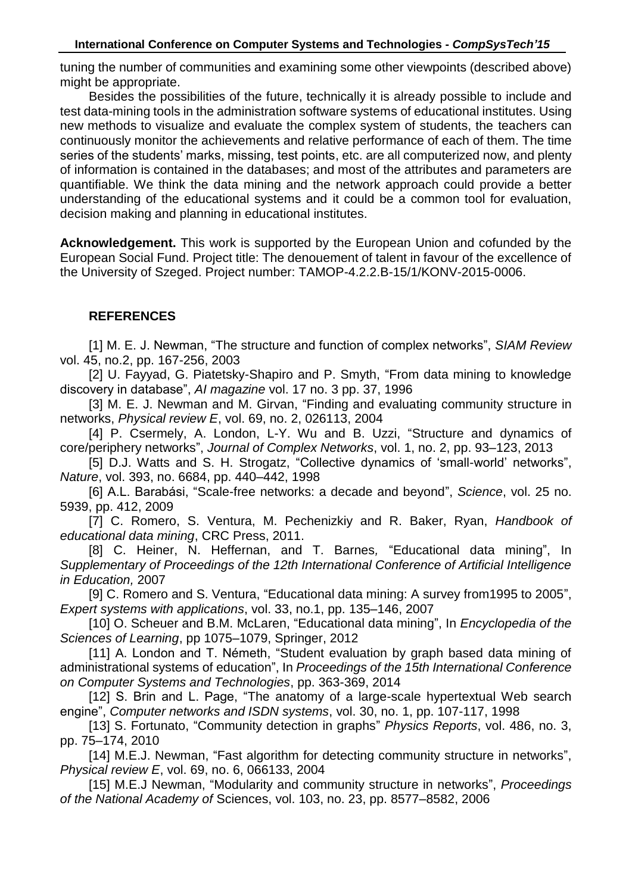tuning the number of communities and examining some other viewpoints (described above) might be appropriate.

Besides the possibilities of the future, technically it is already possible to include and test data-mining tools in the administration software systems of educational institutes. Using new methods to visualize and evaluate the complex system of students, the teachers can continuously monitor the achievements and relative performance of each of them. The time series of the students' marks, missing, test points, etc. are all computerized now, and plenty of information is contained in the databases; and most of the attributes and parameters are quantifiable. We think the data mining and the network approach could provide a better understanding of the educational systems and it could be a common tool for evaluation, decision making and planning in educational institutes.

**Acknowledgement.** This work is supported by the European Union and cofunded by the European Social Fund. Project title: The denouement of talent in favour of the excellence of the University of Szeged. Project number: TAMOP-4.2.2.B-15/1/KONV-2015-0006.

## REFERENCES

[1] M. E. J. Newman, "The structure and function of complex networks", *SIAM Review* vol. 45, no.2, pp. 167-256, 2003

[2] U. Fayyad, G. Piatetsky-Shapiro and P. Smyth, "From data mining to knowledge discovery in database", *AI magazine* vol. 17 no. 3 pp. 37, 1996

[3] M. E. J. Newman and M. Girvan, "Finding and evaluating community structure in networks, *Physical review E*, vol. 69, no. 2, 026113, 2004

[4] P. Csermely, A. London, L-Y. Wu and B. Uzzi, "Structure and dynamics of core/periphery networks", *Journal of Complex Networks*, vol. 1, no. 2, pp. 93–123, 2013

[5] D.J. Watts and S. H. Strogatz, "Collective dynamics of 'small-world' networks", *Nature*, vol. 393, no. 6684, pp. 440–442, 1998

[6] A.L. Barabási, "Scale-free networks: a decade and beyond", *Science*, vol. 25 no. 5939, pp. 412, 2009

[7] C. Romero, S. Ventura, M. Pechenizkiy and R. Baker, Ryan, *Handbook of educational data mining*, CRC Press, 2011.

[8] C. Heiner, N. Heffernan, and T. Barnes, "Educational data mining", In *Supplementary of Proceedings of the 12th International Conference of Artificial Intelligence in Education,* 2007

[9] C. Romero and S. Ventura, "Educational data mining: A survey from1995 to 2005", *Expert systems with applications*, vol. 33, no.1, pp. 135–146, 2007

[10] O. Scheuer and B.M. McLaren, "Educational data mining", In *Encyclopedia of the Sciences of Learning*, pp 1075–1079, Springer, 2012

[11] A. London and T. Németh, "Student evaluation by graph based data mining of administrational systems of education", In *Proceedings of the 15th International Conference on Computer Systems and Technologies*, pp. 363-369, 2014

[12] S. Brin and L. Page, "The anatomy of a large-scale hypertextual Web search engine", *Computer networks and ISDN systems*, vol. 30, no. 1, pp. 107-117, 1998

[13] S. Fortunato, "Community detection in graphs" *Physics Reports*, vol. 486, no. 3, pp. 75–174, 2010

[14] M.E.J. Newman, "Fast algorithm for detecting community structure in networks", *Physical review E*, vol. 69, no. 6, 066133, 2004

[15] M.E.J Newman, "Modularity and community structure in networks", *Proceedings of the National Academy of* Sciences, vol. 103, no. 23, pp. 8577–8582, 2006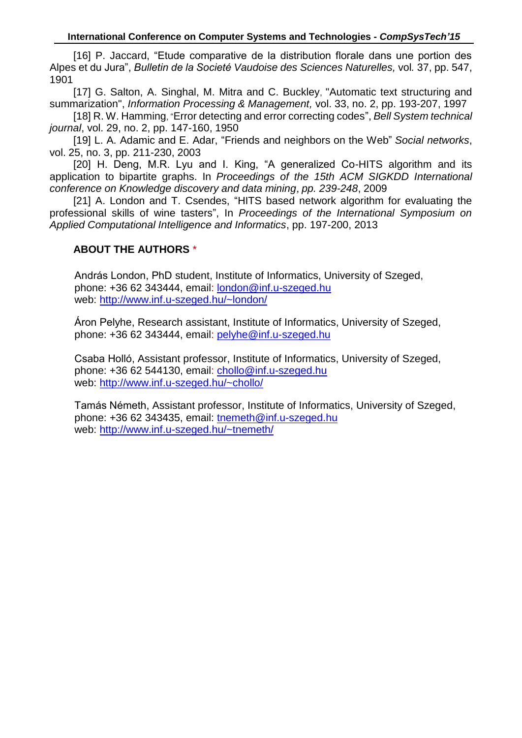[16] P. Jaccard, “Etude comparative de la distribution florale dans une portion des Alpes et du Jura”, *Bulletin de la Societé Vaudoise des Sciences Naturelles,* vol. 37, pp. 547, 1901

[17] G. Salton, A. Singhal, M. Mitra and C. Buckley, "Automatic text structuring and summarization", *Information Processing & Management,* vol. 33, no. 2, pp. 193-207, 1997

[18] R. W. Hamming, “Error detecting and error correcting codes”, *Bell System technical journal*, vol. 29, no. 2, pp. 147-160, 1950

[19] L. A. Adamic and E. Adar, “Friends and neighbors on the Web” *Social networks*, vol. 25, no. 3, pp. 211-230, 2003

[20] H. Deng, M.R. Lyu and I. King, “A generalized Co-HITS algorithm and its application to bipartite graphs. In *Proceedings of the 15th ACM SIGKDD International conference on Knowledge discovery and data mining*, *pp. 239-248*, 2009

[21] A. London and T. Csendes, “HITS based network algorithm for evaluating the professional skills of wine tasters”, In *Proceedings of the International Symposium on Applied Computational Intelligence and Informatics*, pp. 197-200, 2013

## ABOUT THE AUTHORS *

András London, PhD student, Institute of Informatics, University of Szeged, phone: +36 62 343444, email: london@inf.u-szeged.hu
web: http://www.inf.u-szeged.hu/~london/

Áron Pelyhe, Research assistant, Institute of Informatics, University of Szeged, phone: +36 62 343444, email: pelyhe@inf.u-szeged.hu

Csaba Holló, Assistant professor, Institute of Informatics, University of Szeged, phone: +36 62 544130, email: chollo@inf.u-szeged.hu
web: http://www.inf.u-szeged.hu/~chollo/

Tamás Németh, Assistant professor, Institute of Informatics, University of Szeged, phone: +36 62 343435, email: tnemeth@inf.u-szeged.hu
web: http://www.inf.u-szeged.hu/~tnemeth/